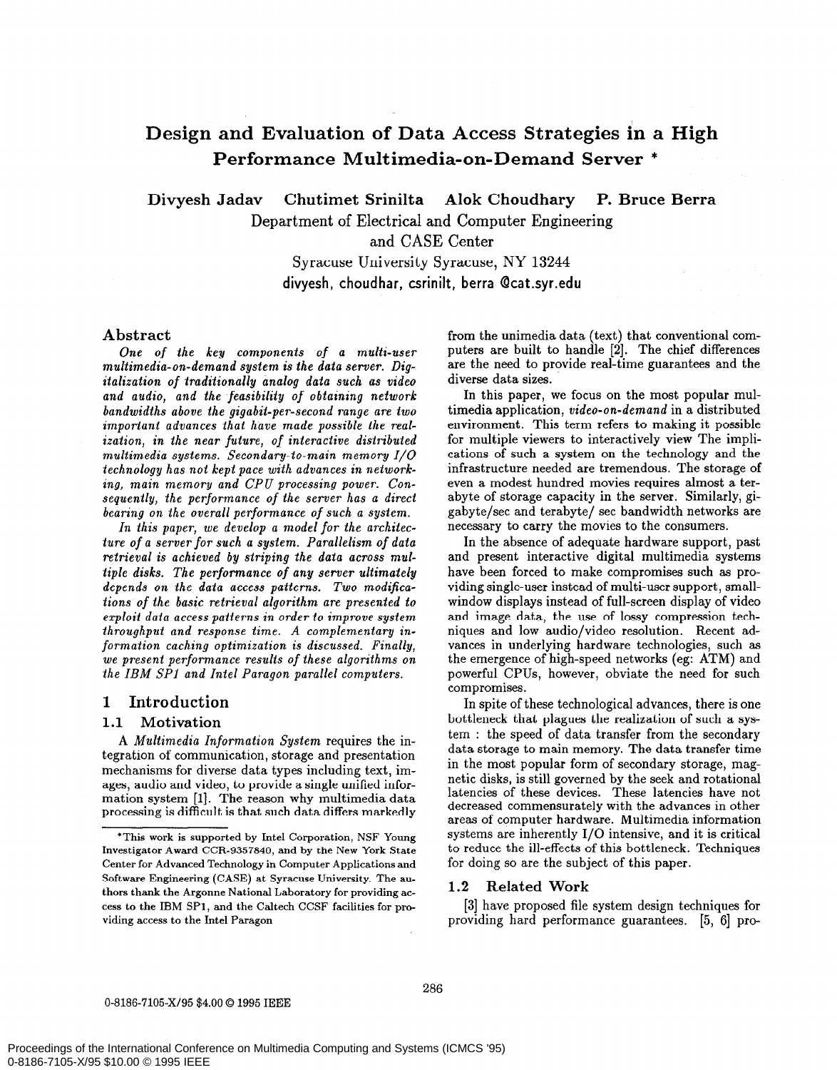# Design and Evaluation of Data Access Strategies in a High Performance Multimedia-on-Demand Server *

**Divyesh Jadav  Chutimet Srinilta  Alok Choudhary  P. Bruce Berra**

Department of Electrical and Computer Engineering and CASE Center

Syracuse University Syracuse, NY 13244

divyesh, choudhar, csrinilt, berra @cat.syr.edu

## Abstract

*One of the key components of a multi-user multimedia-on-demand system is the data server. Digitalization of traditionally analog data such as video and audio, and the feasibility of obtaining network bandwidths above the gigabit-per-second range are two important advances that have made possible the realization, in the near future, of interactive distributed multimedia systems. Secondary-to-main memory I/O technology has not kept pace with advances in networking, main memory and CPU processing power. Consequently, the performance of the server has a direct bearing on the overall performance of such a system.*

*In this paper, we develop a model for the architecture of a server for such a system. Parallelism of data retrieval is achieved by striping the data across multiple disks. The performance of any server ultimately depends on the data access patterns. Two modifications of the basic retrieval algorithm are presented to exploit data access patterns in order to improve system throughput and response time. A complementary information caching optimization is discussed. Finally, we present performance results of these algorithms on the IBM SP1 and Intel Paragon parallel computers.*

## 1 Introduction

### 1.1 Motivation

A *Multimedia Information System* requires the integration of communication, storage and presentation mechanisms for diverse data types including text, images, audio and video, to provide a single unified information system [1]. The reason why multimedia data processing is difficult is that such data differs markedly from the unimedia data (text) that conventional computers are built to handle [2]. The chief differences are the need to provide real-time guarantees and the diverse data sizes.

In this paper, we focus on the most popular multimedia application, *video-on-demand* in a distributed environment. This term refers to making it possible for multiple viewers to interactively view The implications of such a system on the technology and the infrastructure needed are tremendous. The storage of even a modest hundred movies requires almost a terabyte of storage capacity in the server. Similarly, gigabyte/sec and terabyte/ sec bandwidth networks are necessary to carry the movies to the consumers.

In the absence of adequate hardware support, past and present interactive digital multimedia systems have been forced to make compromises such as providing single-user instead of multi-user support, small-window displays instead of full-screen display of video and image data, the use of lossy compression techniques and low audio/video resolution. Recent advances in underlying hardware technologies, such as the emergence of high-speed networks (eg: ATM) and powerful CPUs, however, obviate the need for such compromises.

In spite of these technological advances, there is one bottleneck that plagues the realization of such a system : the speed of data transfer from the secondary data storage to main memory. The data transfer time in the most popular form of secondary storage, magnetic disks, is still governed by the seek and rotational latencies of these devices. These latencies have not decreased commensurately with the advances in other areas of computer hardware. Multimedia information systems are inherently I/O intensive, and it is critical to reduce the ill-effects of this bottleneck. Techniques for doing so are the subject of this paper.

### 1.2 Related Work

[3] have proposed file system design techniques for providing hard performance guarantees. [5, 6] pro-

---

*This work is supported by Intel Corporation, NSF Young Investigator Award CCR-9357840, and by the New York State Center for Advanced Technology in Computer Applications and Software Engineering (CASE) at Syracuse University. The authors thank the Argonne National Laboratory for providing access to the IBM SP1, and the Caltech CCSF facilities for providing access to the Intel Paragon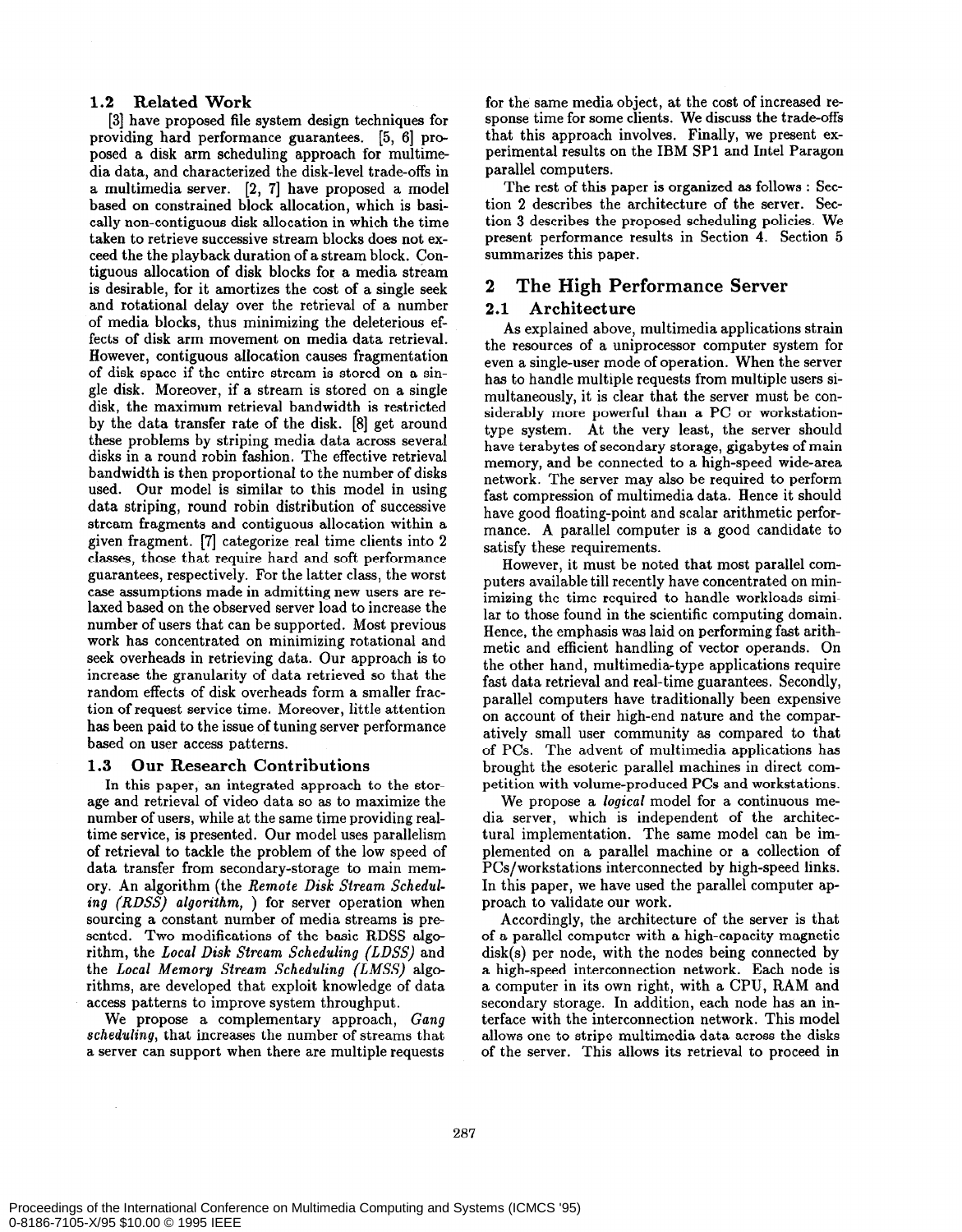### 1.2 Related Work

[3] have proposed file system design techniques for providing hard performance guarantees. [5, 6] proposed a disk arm scheduling approach for multimedia data, and characterized the disk-level trade-offs in a multimedia server. [2, 7] have proposed a model based on constrained block allocation, which is basically non-contiguous disk allocation in which the time taken to retrieve successive stream blocks does not exceed the the playback duration of a stream block. Contiguous allocation of disk blocks for a media stream is desirable, for it amortizes the cost of a single seek and rotational delay over the retrieval of a number of media blocks, thus minimizing the deleterious effects of disk arm movement on media data retrieval. However, contiguous allocation causes fragmentation of disk space if the entire stream is stored on a single disk. Moreover, if a stream is stored on a single disk, the maximum retrieval bandwidth is restricted by the data transfer rate of the disk. [8] get around these problems by striping media data across several disks in a round robin fashion. The effective retrieval bandwidth is then proportional to the number of disks used. Our model is similar to this model in using data striping, round robin distribution of successive stream fragments and contiguous allocation within a given fragment. [7] categorize real time clients into 2 classes, those that require hard and soft performance guarantees, respectively. For the latter class, the worst case assumptions made in admitting new users are relaxed based on the observed server load to increase the number of users that can be supported. Most previous work has concentrated on minimizing rotational and seek overheads in retrieving data. Our approach is to increase the granularity of data retrieved so that the random effects of disk overheads form a smaller fraction of request service time. Moreover, little attention has been paid to the issue of tuning server performance based on user access patterns.

### 1.3 Our Research Contributions

In this paper, an integrated approach to the storage and retrieval of video data so as to maximize the number of users, while at the same time providing real-time service, is presented. Our model uses parallelism of retrieval to tackle the problem of the low speed of data transfer from secondary-storage to main memory. An algorithm (the *Remote Disk Stream Scheduling (RDSS) algorithm,* ) for server operation when sourcing a constant number of media streams is presented. Two modifications of the basic RDSS algorithm, the *Local Disk Stream Scheduling (LDSS)* and the *Local Memory Stream Scheduling (LMSS)* algorithms, are developed that exploit knowledge of data access patterns to improve system throughput.

We propose a complementary approach, *Gang scheduling*, that increases the number of streams that a server can support when there are multiple requests for the same media object, at the cost of increased response time for some clients. We discuss the trade-offs that this approach involves. Finally, we present experimental results on the IBM SP1 and Intel Paragon parallel computers.

The rest of this paper is organized as follows : Section 2 describes the architecture of the server. Section 3 describes the proposed scheduling policies. We present performance results in Section 4. Section 5 summarizes this paper.

## 2 The High Performance Server

### 2.1 Architecture

As explained above, multimedia applications strain the resources of a uniprocessor computer system for even a single-user mode of operation. When the server has to handle multiple requests from multiple users simultaneously, it is clear that the server must be considerably more powerful than a PC or workstation-type system. At the very least, the server should have terabytes of secondary storage, gigabytes of main memory, and be connected to a high-speed wide-area network. The server may also be required to perform fast compression of multimedia data. Hence it should have good floating-point and scalar arithmetic performance. A parallel computer is a good candidate to satisfy these requirements.

However, it must be noted that most parallel computers available till recently have concentrated on minimizing the time required to handle workloads similar to those found in the scientific computing domain. Hence, the emphasis was laid on performing fast arithmetic and efficient handling of vector operands. On the other hand, multimedia-type applications require fast data retrieval and real-time guarantees. Secondly, parallel computers have traditionally been expensive on account of their high-end nature and the comparatively small user community as compared to that of PCs. The advent of multimedia applications has brought the esoteric parallel machines in direct competition with volume-produced PCs and workstations.

We propose a *logical* model for a continuous media server, which is independent of the architectural implementation. The same model can be implemented on a parallel machine or a collection of PCs/workstations interconnected by high-speed links. In this paper, we have used the parallel computer approach to validate our work.

Accordingly, the architecture of the server is that of a parallel computer with a high-capacity magnetic disk(s) per node, with the nodes being connected by a high-speed interconnection network. Each node is a computer in its own right, with a CPU, RAM and secondary storage. In addition, each node has an interface with the interconnection network. This model allows one to stripe multimedia data across the disks of the server. This allows its retrieval to proceed in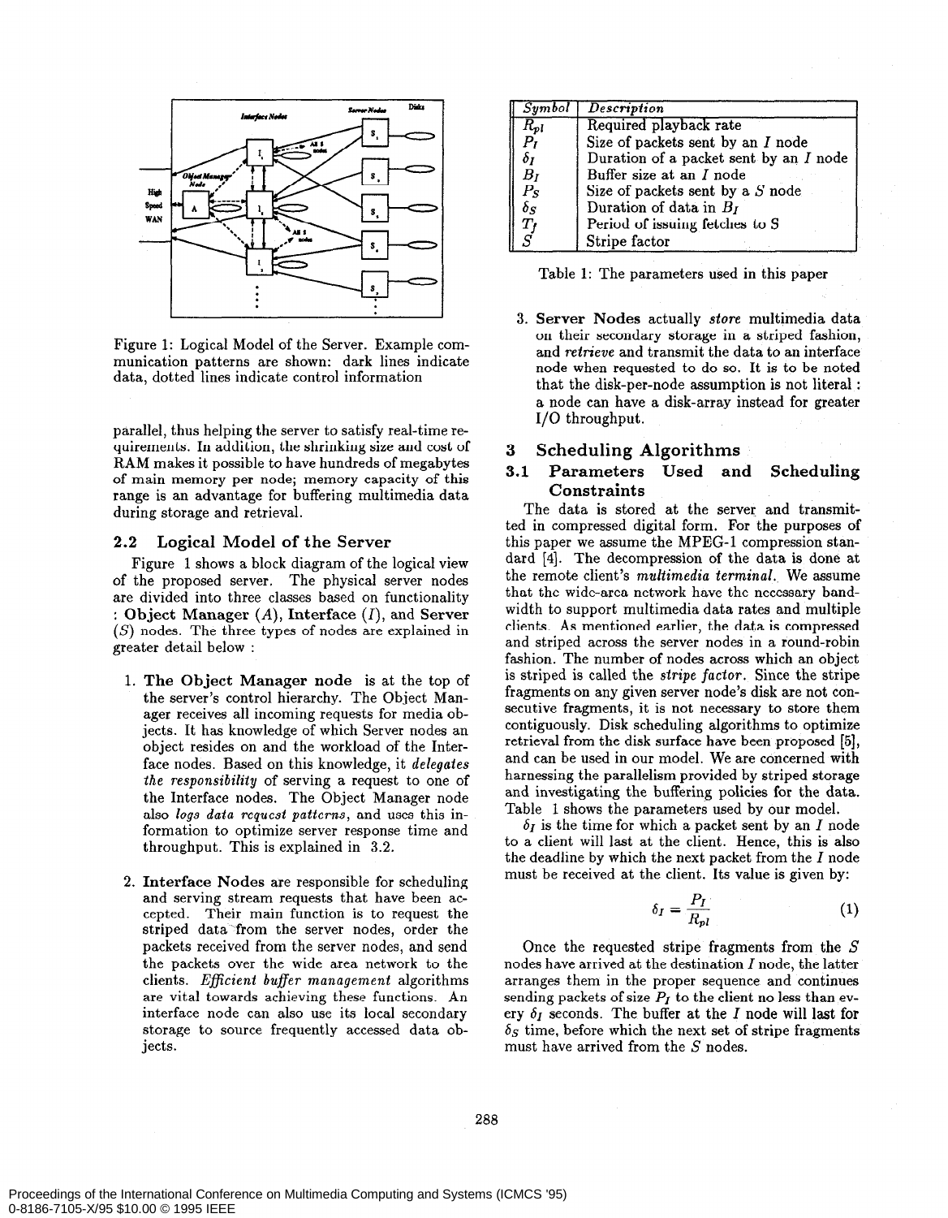Figure 1: Logical Model of the Server. Example communication patterns are shown: dark lines indicate data, dotted lines indicate control information

parallel, thus helping the server to satisfy real-time requirements. In addition, the shrinking size and cost of RAM makes it possible to have hundreds of megabytes of main memory per node; memory capacity of this range is an advantage for buffering multimedia data during storage and retrieval.

## 2.2 Logical Model of the Server

Figure 1 shows a block diagram of the logical view of the proposed server. The physical server nodes are divided into three classes based on functionality : **Object Manager** ($A$), **Interface** ($I$), and **Server** ($S$) nodes. The three types of nodes are explained in greater detail below :

1. **The Object Manager node** is at the top of the server's control hierarchy. The Object Manager receives all incoming requests for media objects. It has knowledge of which Server nodes an object resides on and the workload of the Interface nodes. Based on this knowledge, it *delegates the responsibility* of serving a request to one of the Interface nodes. The Object Manager node also *logs data request patterns*, and uses this information to optimize server response time and throughput. This is explained in 3.2.

2. **Interface Nodes** are responsible for scheduling and serving stream requests that have been accepted. Their main function is to request the striped data from the server nodes, order the packets received from the server nodes, and send the packets over the wide area network to the clients. *Efficient buffer management* algorithms are vital towards achieving these functions. An interface node can also use its local secondary storage to source frequently accessed data objects.

3. **Server Nodes** actually *store* multimedia data on their secondary storage in a striped fashion, and *retrieve* and transmit the data to an interface node when requested to do so. It is to be noted that the disk-per-node assumption is not literal : a node can have a disk-array instead for greater I/O throughput.

| Symbol | Description |
|---|---|
| $R_{pl}$ | Required playback rate |
| $P_I$ | Size of packets sent by an $I$ node |
| $\delta_I$ | Duration of a packet sent by an $I$ node |
| $B_I$ | Buffer size at an $I$ node |
| $P_S$ | Size of packets sent by a $S$ node |
| $\delta_S$ | Duration of data in $B_I$ |
| $T_f$ | Period of issuing fetches to S |
| $S$ | Stripe factor |

Table 1: The parameters used in this paper

# 3 Scheduling Algorithms

## 3.1 Parameters Used and Scheduling Constraints

The data is stored at the server and transmitted in compressed digital form. For the purposes of this paper we assume the MPEG-1 compression standard [4]. The decompression of the data is done at the remote client's *multimedia terminal*. We assume that the wide-area network have the necessary bandwidth to support multimedia data rates and multiple clients. As mentioned earlier, the data is compressed and striped across the server nodes in a round-robin fashion. The number of nodes across which an object is striped is called the *stripe factor*. Since the stripe fragments on any given server node's disk are not consecutive fragments, it is not necessary to store them contiguously. Disk scheduling algorithms to optimize retrieval from the disk surface have been proposed [5], and can be used in our model. We are concerned with harnessing the parallelism provided by striped storage and investigating the buffering policies for the data. Table 1 shows the parameters used by our model.

$\delta_I$ is the time for which a packet sent by an $I$ node to a client will last at the client. Hence, this is also the deadline by which the next packet from the $I$ node must be received at the client. Its value is given by:

$$\delta_I = \frac{P_I}{R_{pl}} \tag{1}$$

Once the requested stripe fragments from the $S$ nodes have arrived at the destination $I$ node, the latter arranges them in the proper sequence and continues sending packets of size $P_I$ to the client no less than every $\delta_I$ seconds. The buffer at the $I$ node will last for $\delta_S$ time, before which the next set of stripe fragments must have arrived from the $S$ nodes.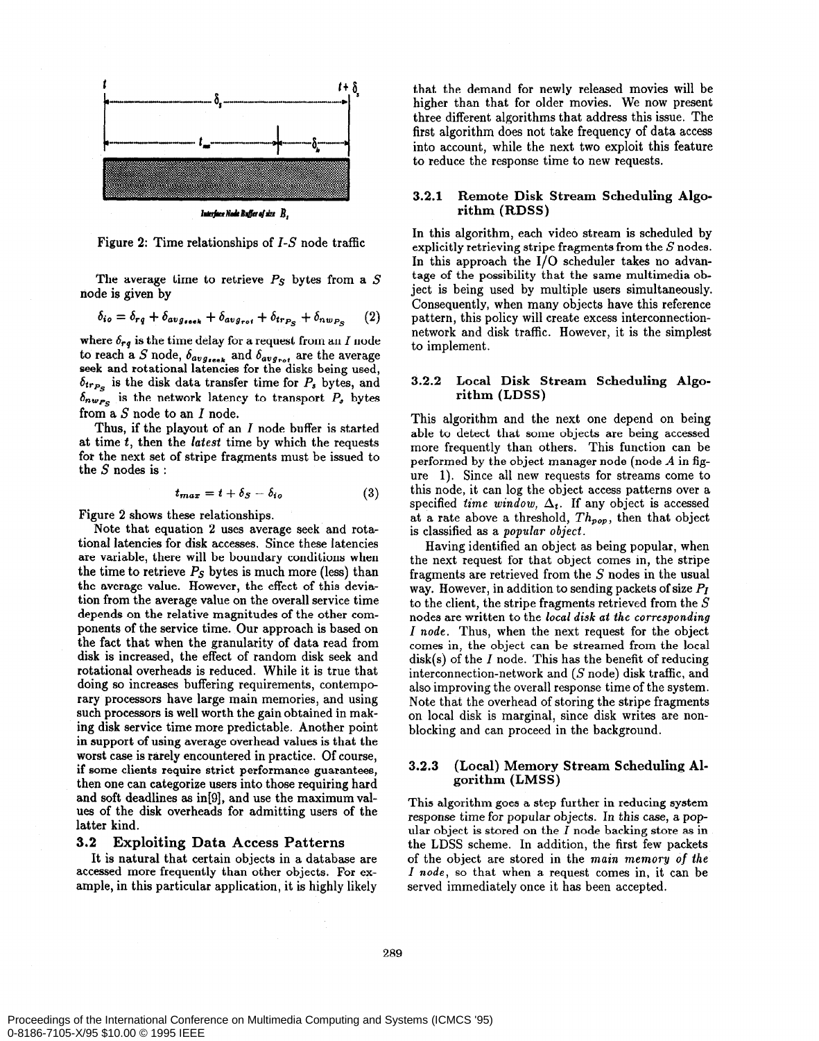Figure 2: Time relationships of $I$-$S$ node traffic

The average time to retrieve $P_S$ bytes from a $S$ node is given by

$$\delta_{io} = \delta_{rq} + \delta_{avg_{seek}} + \delta_{avg_{rot}} + \delta_{tr_{P_S}} + \delta_{nw_{P_S}} \quad (2)$$

where $\delta_{rq}$ is the time delay for a request from an $I$ node to reach a $S$ node, $\delta_{avg_{seek}}$ and $\delta_{avg_{rot}}$ are the average seek and rotational latencies for the disks being used, $\delta_{tr_{P_S}}$ is the disk data transfer time for $P_s$ bytes, and $\delta_{nw_{P_S}}$ is the network latency to transport $P_s$ bytes from a $S$ node to an $I$ node.

Thus, if the playout of an $I$ node buffer is started at time $t$, then the *latest* time by which the requests for the next set of stripe fragments must be issued to the $S$ nodes is :

$$t_{max} = t + \delta_S - \delta_{io} \quad (3)$$

Figure 2 shows these relationships.

Note that equation 2 uses average seek and rotational latencies for disk accesses. Since these latencies are variable, there will be boundary conditions when the time to retrieve $P_S$ bytes is much more (less) than the average value. However, the effect of this deviation from the average value on the overall service time depends on the relative magnitudes of the other components of the service time. Our approach is based on the fact that when the granularity of data read from disk is increased, the effect of random disk seek and rotational overheads is reduced. While it is true that doing so increases buffering requirements, contemporary processors have large main memories, and using such processors is well worth the gain obtained in making disk service time more predictable. Another point in support of using average overhead values is that the worst case is rarely encountered in practice. Of course, if some clients require strict performance guarantees, then one can categorize users into those requiring hard and soft deadlines as in[9], and use the maximum values of the disk overheads for admitting users of the latter kind.

## 3.2 Exploiting Data Access Patterns

It is natural that certain objects in a database are accessed more frequently than other objects. For example, in this particular application, it is highly likely that the demand for newly released movies will be higher than that for older movies. We now present three different algorithms that address this issue. The first algorithm does not take frequency of data access into account, while the next two exploit this feature to reduce the response time to new requests.

### 3.2.1 Remote Disk Stream Scheduling Algorithm (RDSS)

In this algorithm, each video stream is scheduled by explicitly retrieving stripe fragments from the $S$ nodes. In this approach the I/O scheduler takes no advantage of the possibility that the same multimedia object is being used by multiple users simultaneously. Consequently, when many objects have this reference pattern, this policy will create excess interconnection-network and disk traffic. However, it is the simplest to implement.

### 3.2.2 Local Disk Stream Scheduling Algorithm (LDSS)

This algorithm and the next one depend on being able to detect that some objects are being accessed more frequently than others. This function can be performed by the object manager node (node $A$ in figure 1). Since all new requests for streams come to this node, it can log the object access patterns over a specified *time window*, $\Delta_t$. If any object is accessed at a rate above a threshold, $Th_{pop}$, then that object is classified as a *popular object*.

Having identified an object as being popular, when the next request for that object comes in, the stripe fragments are retrieved from the $S$ nodes in the usual way. However, in addition to sending packets of size $P_I$ to the client, the stripe fragments retrieved from the $S$ nodes are written to the *local disk at the corresponding I node*. Thus, when the next request for the object comes in, the object can be streamed from the local disk(s) of the $I$ node. This has the benefit of reducing interconnection-network and ($S$ node) disk traffic, and also improving the overall response time of the system. Note that the overhead of storing the stripe fragments on local disk is marginal, since disk writes are non-blocking and can proceed in the background.

### 3.2.3 (Local) Memory Stream Scheduling Algorithm (LMSS)

This algorithm goes a step further in reducing system response time for popular objects. In this case, a popular object is stored on the $I$ node backing store as in the LDSS scheme. In addition, the first few packets of the object are stored in the *main memory of the I node*, so that when a request comes in, it can be served immediately once it has been accepted.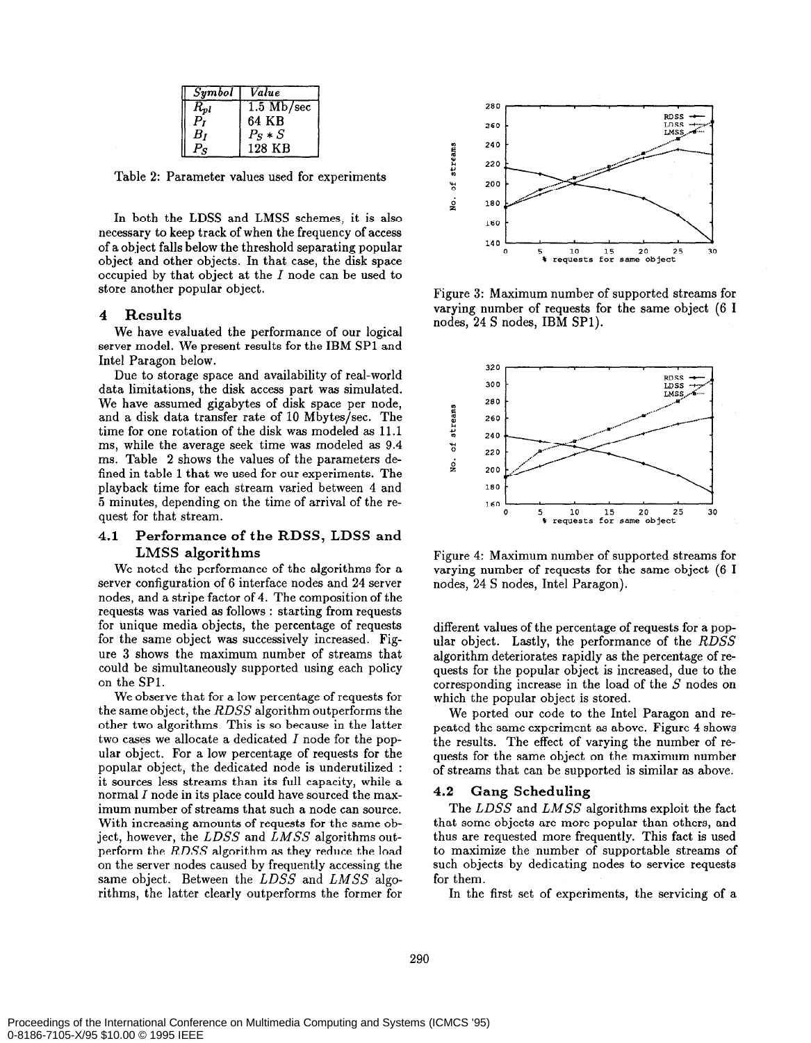| *Symbol* | *Value* |
| --- | --- |
| $R_{pl}$ | 1.5 Mb/sec |
| $P_I$ | 64 KB |
| $B_I$ | $P_S * S$ |
| $P_S$ | 128 KB |

Table 2: Parameter values used for experiments

In both the LDSS and LMSS schemes, it is also necessary to keep track of when the frequency of access of a object falls below the threshold separating popular object and other objects. In that case, the disk space occupied by that object at the $I$ node can be used to store another popular object.

## 4 Results

We have evaluated the performance of our logical server model. We present results for the IBM SP1 and Intel Paragon below.

Due to storage space and availability of real-world data limitations, the disk access part was simulated. We have assumed gigabytes of disk space per node, and a disk data transfer rate of 10 Mbytes/sec. The time for one rotation of the disk was modeled as 11.1 ms, while the average seek time was modeled as 9.4 ms. Table 2 shows the values of the parameters defined in table 1 that we used for our experiments. The playback time for each stream varied between 4 and 5 minutes, depending on the time of arrival of the request for that stream.

### 4.1 Performance of the RDSS, LDSS and LMSS algorithms

We noted the performance of the algorithms for a server configuration of 6 interface nodes and 24 server nodes, and a stripe factor of 4. The composition of the requests was varied as follows : starting from requests for unique media objects, the percentage of requests for the same object was successively increased. Figure 3 shows the maximum number of streams that could be simultaneously supported using each policy on the SP1.

We observe that for a low percentage of requests for the same object, the *RDSS* algorithm outperforms the other two algorithms. This is so because in the latter two cases we allocate a dedicated $I$ node for the popular object. For a low percentage of requests for the popular object, the dedicated node is underutilized : it sources less streams than its full capacity, while a normal $I$ node in its place could have sourced the maximum number of streams that such a node can source. With increasing amounts of requests for the same object, however, the *LDSS* and *LMSS* algorithms outperform the *RDSS* algorithm as they reduce the load on the server nodes caused by frequently accessing the same object. Between the *LDSS* and *LMSS* algorithms, the latter clearly outperforms the former for different values of the percentage of requests for a popular object. Lastly, the performance of the *RDSS* algorithm deteriorates rapidly as the percentage of requests for the popular object is increased, due to the corresponding increase in the load of the $S$ nodes on which the popular object is stored.

Figure 3: Maximum number of supported streams for varying number of requests for the same object (6 I nodes, 24 S nodes, IBM SP1).

Figure 4: Maximum number of supported streams for varying number of requests for the same object (6 I nodes, 24 S nodes, Intel Paragon).

We ported our code to the Intel Paragon and repeated the same experiment as above. Figure 4 shows the results. The effect of varying the number of requests for the same object on the maximum number of streams that can be supported is similar as above.

### 4.2 Gang Scheduling

The *LDSS* and *LMSS* algorithms exploit the fact that some objects are more popular than others, and thus are requested more frequently. This fact is used to maximize the number of supportable streams of such objects by dedicating nodes to service requests for them.

In the first set of experiments, the servicing of a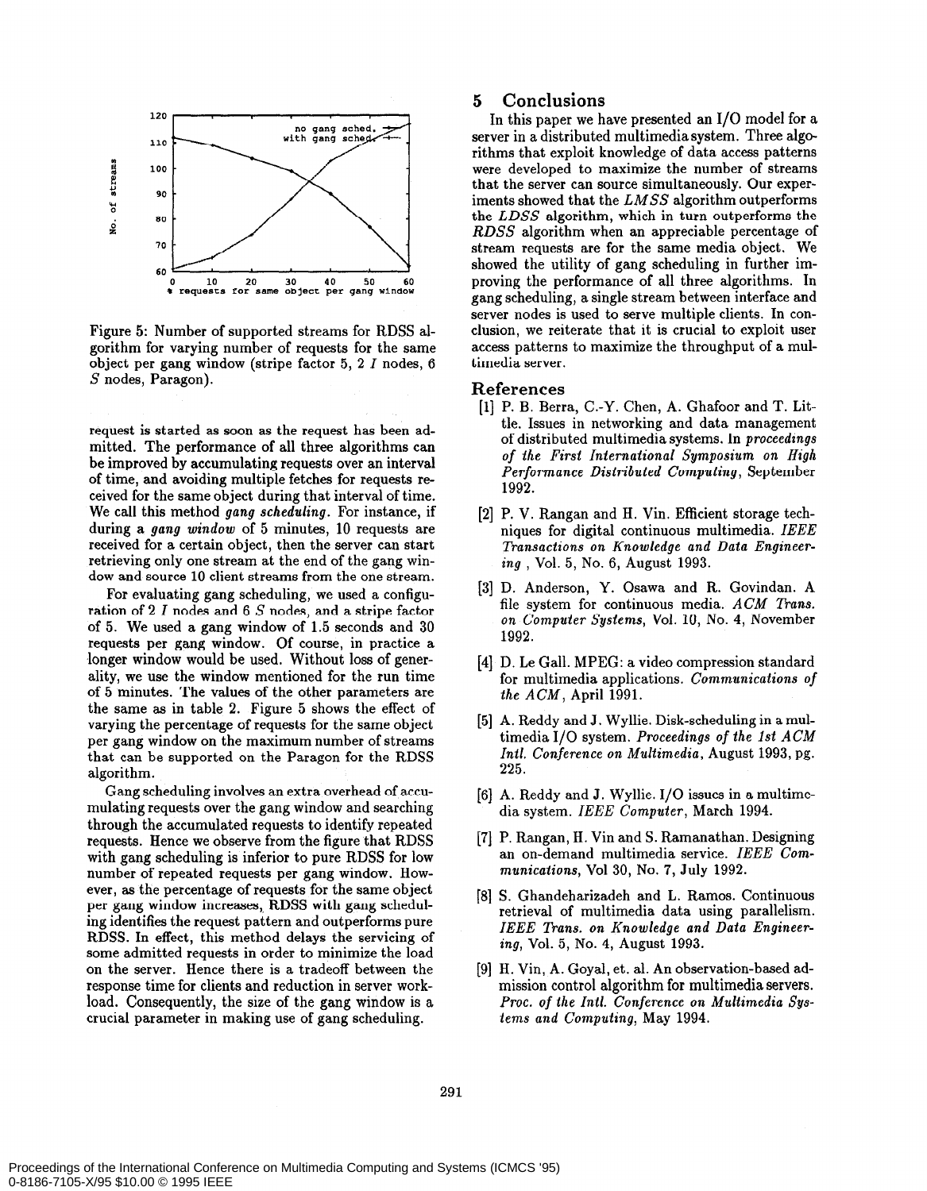120
110
100
90
80
70
60

no gang sched.
with gang sched.

No. of streams

0 10 20 30 40 50 60

% requests for same object per gang window

Figure 5: Number of supported streams for RDSS algorithm for varying number of requests for the same object per gang window (stripe factor 5, 2 $I$ nodes, 6 $S$ nodes, Paragon).

request is started as soon as the request has been admitted. The performance of all three algorithms can be improved by accumulating requests over an interval of time, and avoiding multiple fetches for requests received for the same object during that interval of time. We call this method *gang scheduling*. For instance, if during a *gang window* of 5 minutes, 10 requests are received for a certain object, then the server can start retrieving only one stream at the end of the gang window and source 10 client streams from the one stream.

For evaluating gang scheduling, we used a configuration of 2 $I$ nodes and 6 $S$ nodes, and a stripe factor of 5. We used a gang window of 1.5 seconds and 30 requests per gang window. Of course, in practice a longer window would be used. Without loss of generality, we use the window mentioned for the run time of 5 minutes. The values of the other parameters are the same as in table 2. Figure 5 shows the effect of varying the percentage of requests for the same object per gang window on the maximum number of streams that can be supported on the Paragon for the RDSS algorithm.

Gang scheduling involves an extra overhead of accumulating requests over the gang window and searching through the accumulated requests to identify repeated requests. Hence we observe from the figure that RDSS with gang scheduling is inferior to pure RDSS for low number of repeated requests per gang window. However, as the percentage of requests for the same object per gang window increases, RDSS with gang scheduling identifies the request pattern and outperforms pure RDSS. In effect, this method delays the servicing of some admitted requests in order to minimize the load on the server. Hence there is a tradeoff between the response time for clients and reduction in server workload. Consequently, the size of the gang window is a crucial parameter in making use of gang scheduling.

## 5 Conclusions

In this paper we have presented an I/O model for a server in a distributed multimedia system. Three algorithms that exploit knowledge of data access patterns were developed to maximize the number of streams that the server can source simultaneously. Our experiments showed that the *LMSS* algorithm outperforms the *LDSS* algorithm, which in turn outperforms the *RDSS* algorithm when an appreciable percentage of stream requests are for the same media object. We showed the utility of gang scheduling in further improving the performance of all three algorithms. In gang scheduling, a single stream between interface and server nodes is used to serve multiple clients. In conclusion, we reiterate that it is crucial to exploit user access patterns to maximize the throughput of a multimedia server.

## References

[1] P. B. Berra, C.-Y. Chen, A. Ghafoor and T. Little. Issues in networking and data management of distributed multimedia systems. In *proceedings of the First International Symposium on High Performance Distributed Computing*, September 1992.

[2] P. V. Rangan and H. Vin. Efficient storage techniques for digital continuous multimedia. *IEEE Transactions on Knowledge and Data Engineering*, Vol. 5, No. 6, August 1993.

[3] D. Anderson, Y. Osawa and R. Govindan. A file system for continuous media. *ACM Trans. on Computer Systems*, Vol. 10, No. 4, November 1992.

[4] D. Le Gall. MPEG: a video compression standard for multimedia applications. *Communications of the ACM*, April 1991.

[5] A. Reddy and J. Wyllie. Disk-scheduling in a multimedia I/O system. *Proceedings of the 1st ACM Intl. Conference on Multimedia*, August 1993, pg. 225.

[6] A. Reddy and J. Wyllie. I/O issues in a multimedia system. *IEEE Computer*, March 1994.

[7] P. Rangan, H. Vin and S. Ramanathan. Designing an on-demand multimedia service. *IEEE Communications*, Vol 30, No. 7, July 1992.

[8] S. Ghandeharizadeh and L. Ramos. Continuous retrieval of multimedia data using parallelism. *IEEE Trans. on Knowledge and Data Engineering*, Vol. 5, No. 4, August 1993.

[9] H. Vin, A. Goyal, et. al. An observation-based admission control algorithm for multimedia servers. *Proc. of the Intl. Conference on Multimedia Systems and Computing*, May 1994.